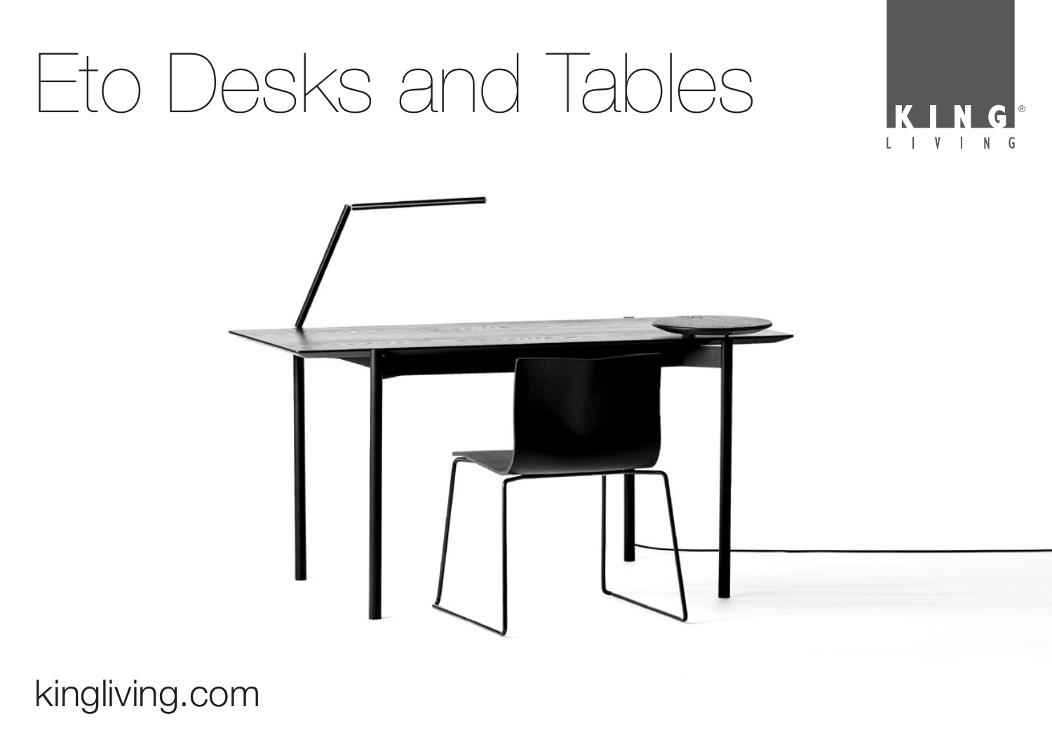# Eto Desks and Tables

KING LIVING

kingliving.com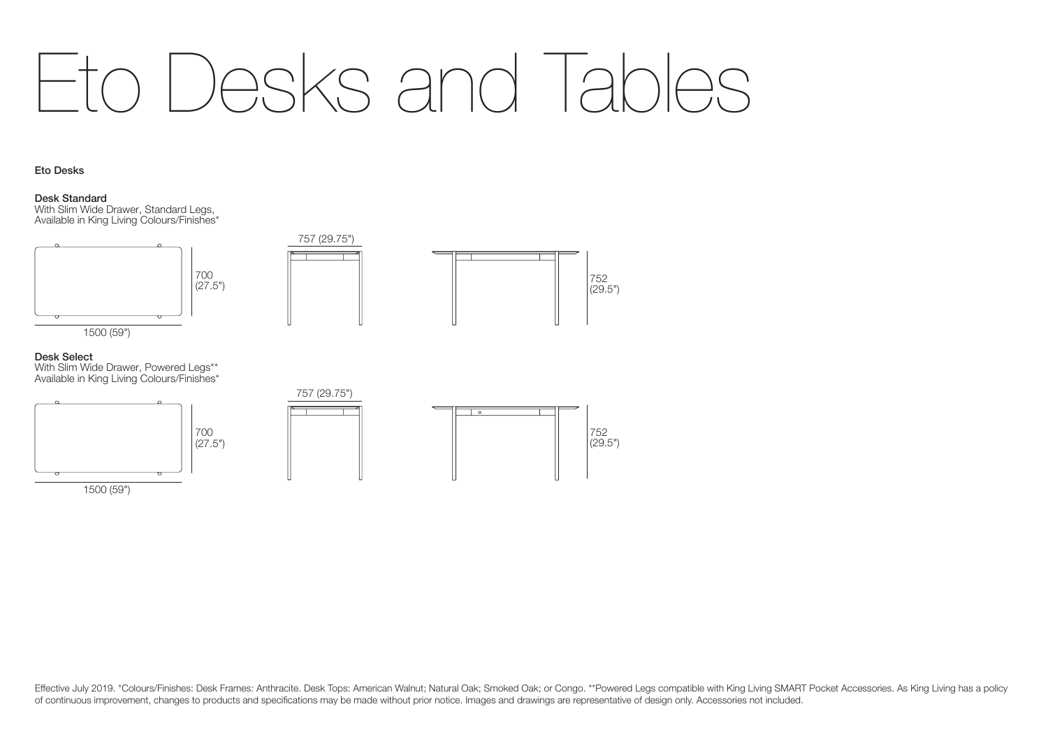# Eto Desks and Tables

**Eto Desks**

**Desk Standard**
With Slim Wide Drawer, Standard Legs,
Available in King Living Colours/Finishes*

700 (27.5")
1500 (59")
757 (29.75")
752 (29.5")

**Desk Select**
With Slim Wide Drawer, Powered Legs**
Available in King Living Colours/Finishes*

700 (27.5")
1500 (59")
757 (29.75")
752 (29.5")

Effective July 2019. *Colours/Finishes: Desk Frames: Anthracite. Desk Tops: American Walnut; Natural Oak; Smoked Oak; or Congo. **Powered Legs compatible with King Living SMART Pocket Accessories. As King Living has a policy of continuous improvement, changes to products and specifications may be made without prior notice. Images and drawings are representative of design only. Accessories not included.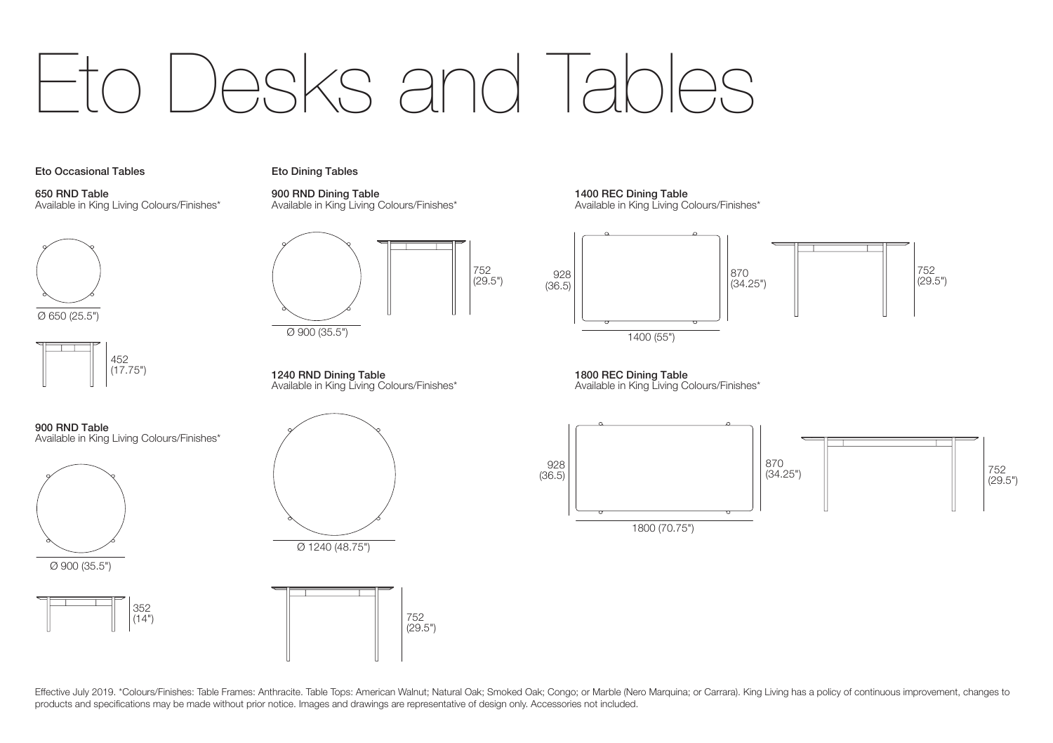# Eto Desks and Tables

## Eto Occasional Tables

### 650 RND Table

Available in King Living Colours/Finishes*

Ø 650 (25.5")

452 (17.75")

### 900 RND Table

Available in King Living Colours/Finishes*

Ø 900 (35.5")

352 (14")

## Eto Dining Tables

### 900 RND Dining Table

Available in King Living Colours/Finishes*

Ø 900 (35.5")

752 (29.5")

### 1240 RND Dining Table

Available in King Living Colours/Finishes*

Ø 1240 (48.75")

752 (29.5")

### 1400 REC Dining Table

Available in King Living Colours/Finishes*

928 (36.5)

870 (34.25")

1400 (55")

752 (29.5")

### 1800 REC Dining Table

Available in King Living Colours/Finishes*

928 (36.5)

870 (34.25")

1800 (70.75")

752 (29.5")

Effective July 2019. *Colours/Finishes: Table Frames: Anthracite. Table Tops: American Walnut; Natural Oak; Smoked Oak; Congo; or Marble (Nero Marquina; or Carrara). King Living has a policy of continuous improvement, changes to products and specifications may be made without prior notice. Images and drawings are representative of design only. Accessories not included.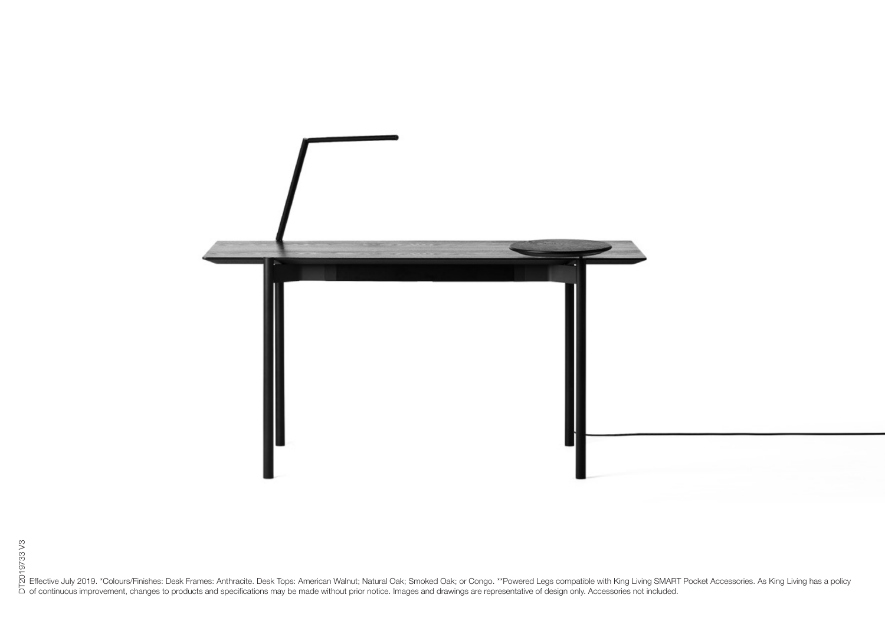DT2019733 V3

Effective July 2019. *Colours/Finishes: Desk Frames: Anthracite. Desk Tops: American Walnut; Natural Oak; Smoked Oak; or Congo. **Powered Legs compatible with King Living SMART Pocket Accessories. As King Living has a policy of continuous improvement, changes to products and specifications may be made without prior notice. Images and drawings are representative of design only. Accessories not included.